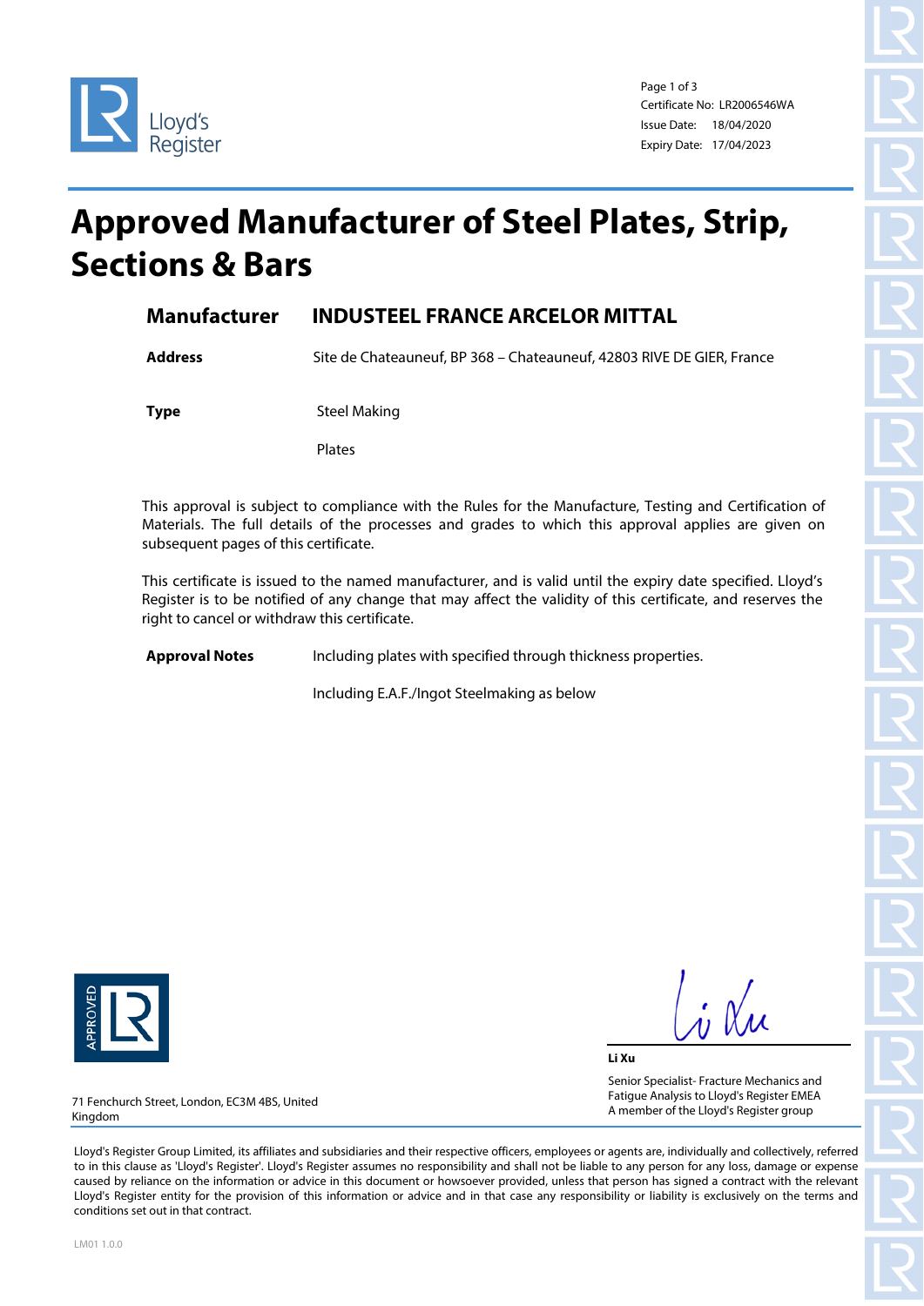Certificate No: LR2006546WA
Issue Date: 18/04/2020
Expiry Date: 17/04/2023

# Approved Manufacturer of Steel Plates, Strip, Sections & Bars

| | |
|---|---|
| **Manufacturer** | **INDUSTEEL FRANCE ARCELOR MITTAL** |
| **Address** | Site de Chateauneuf, BP 368 – Chateauneuf, 42803 RIVE DE GIER, France |
| **Type** | Steel Making<br>Plates |

This approval is subject to compliance with the Rules for the Manufacture, Testing and Certification of Materials. The full details of the processes and grades to which this approval applies are given on subsequent pages of this certificate.

This certificate is issued to the named manufacturer, and is valid until the expiry date specified. Lloyd's Register is to be notified of any change that may affect the validity of this certificate, and reserves the right to cancel or withdraw this certificate.

**Approval Notes** Including plates with specified through thickness properties.

Including E.A.F./Ingot Steelmaking as below

**Li Xu**

Senior Specialist- Fracture Mechanics and Fatigue Analysis to Lloyd's Register EMEA
A member of the Lloyd's Register group

71 Fenchurch Street, London, EC3M 4BS, United Kingdom

Lloyd's Register Group Limited, its affiliates and subsidiaries and their respective officers, employees or agents are, individually and collectively, referred to in this clause as 'Lloyd's Register'. Lloyd's Register assumes no responsibility and shall not be liable to any person for any loss, damage or expense caused by reliance on the information or advice in this document or howsoever provided, unless that person has signed a contract with the relevant Lloyd's Register entity for the provision of this information or advice and in that case any responsibility or liability is exclusively on the terms and conditions set out in that contract.

LM01 1.0.0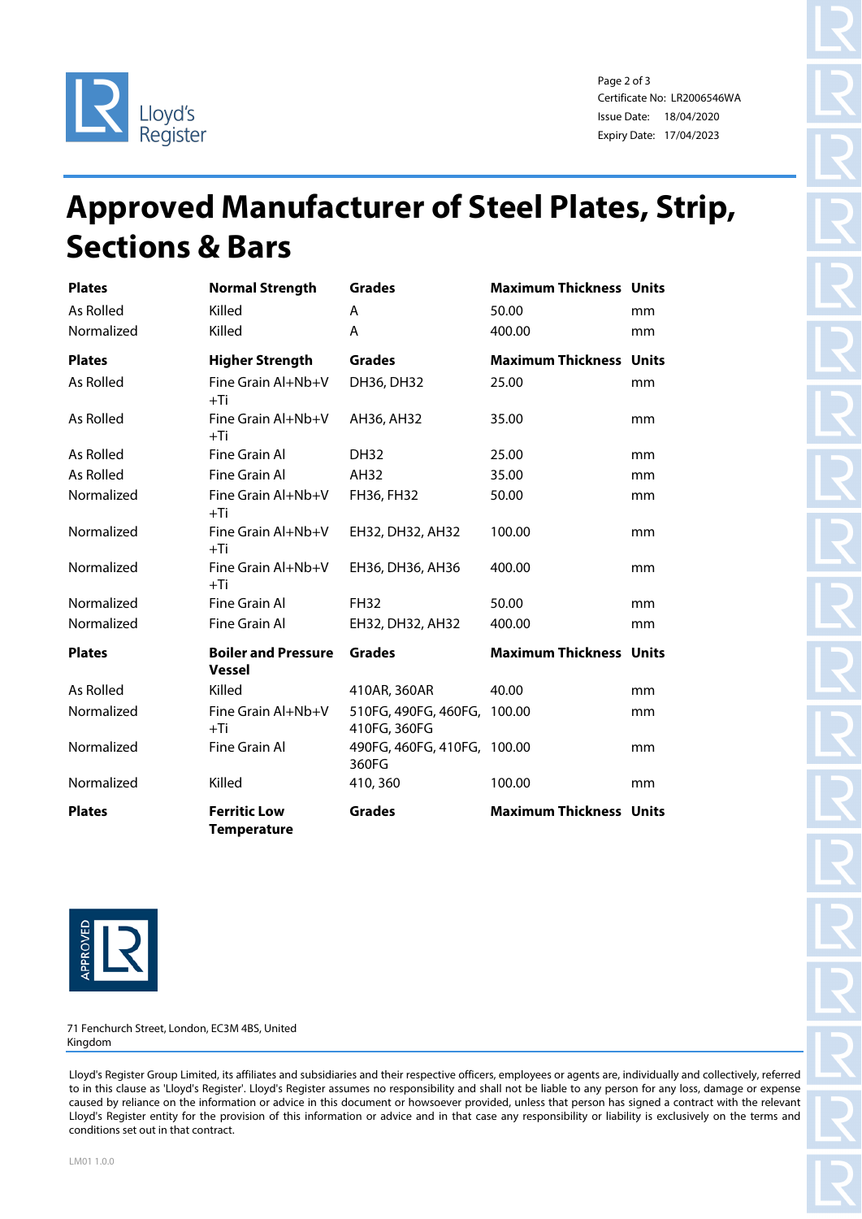Certificate No: LR2006546WA
Issue Date: 18/04/2020
Expiry Date: 17/04/2023

# Approved Manufacturer of Steel Plates, Strip, Sections & Bars

| Plates | Normal Strength | Grades | Maximum Thickness | Units |
|---|---|---|---|---|
| As Rolled | Killed | A | 50.00 | mm |
| Normalized | Killed | A | 400.00 | mm |

| Plates | Higher Strength | Grades | Maximum Thickness | Units |
|---|---|---|---|---|
| As Rolled | Fine Grain Al+Nb+V +Ti | DH36, DH32 | 25.00 | mm |
| As Rolled | Fine Grain Al+Nb+V +Ti | AH36, AH32 | 35.00 | mm |
| As Rolled | Fine Grain Al | DH32 | 25.00 | mm |
| As Rolled | Fine Grain Al | AH32 | 35.00 | mm |
| Normalized | Fine Grain Al+Nb+V +Ti | FH36, FH32 | 50.00 | mm |
| Normalized | Fine Grain Al+Nb+V +Ti | EH32, DH32, AH32 | 100.00 | mm |
| Normalized | Fine Grain Al+Nb+V +Ti | EH36, DH36, AH36 | 400.00 | mm |
| Normalized | Fine Grain Al | FH32 | 50.00 | mm |
| Normalized | Fine Grain Al | EH32, DH32, AH32 | 400.00 | mm |

| Plates | Boiler and Pressure Vessel | Grades | Maximum Thickness | Units |
|---|---|---|---|---|
| As Rolled | Killed | 410AR, 360AR | 40.00 | mm |
| Normalized | Fine Grain Al+Nb+V +Ti | 510FG, 490FG, 460FG, 410FG, 360FG | 100.00 | mm |
| Normalized | Fine Grain Al | 490FG, 460FG, 410FG, 360FG | 100.00 | mm |
| Normalized | Killed | 410, 360 | 100.00 | mm |

| Plates | Ferritic Low Temperature | Grades | Maximum Thickness | Units |
|---|---|---|---|---|

71 Fenchurch Street, London, EC3M 4BS, United Kingdom

Lloyd's Register Group Limited, its affiliates and subsidiaries and their respective officers, employees or agents are, individually and collectively, referred to in this clause as 'Lloyd's Register'. Lloyd's Register assumes no responsibility and shall not be liable to any person for any loss, damage or expense caused by reliance on the information or advice in this document or howsoever provided, unless that person has signed a contract with the relevant Lloyd's Register entity for the provision of this information or advice and in that case any responsibility or liability is exclusively on the terms and conditions set out in that contract.

LM01 1.0.0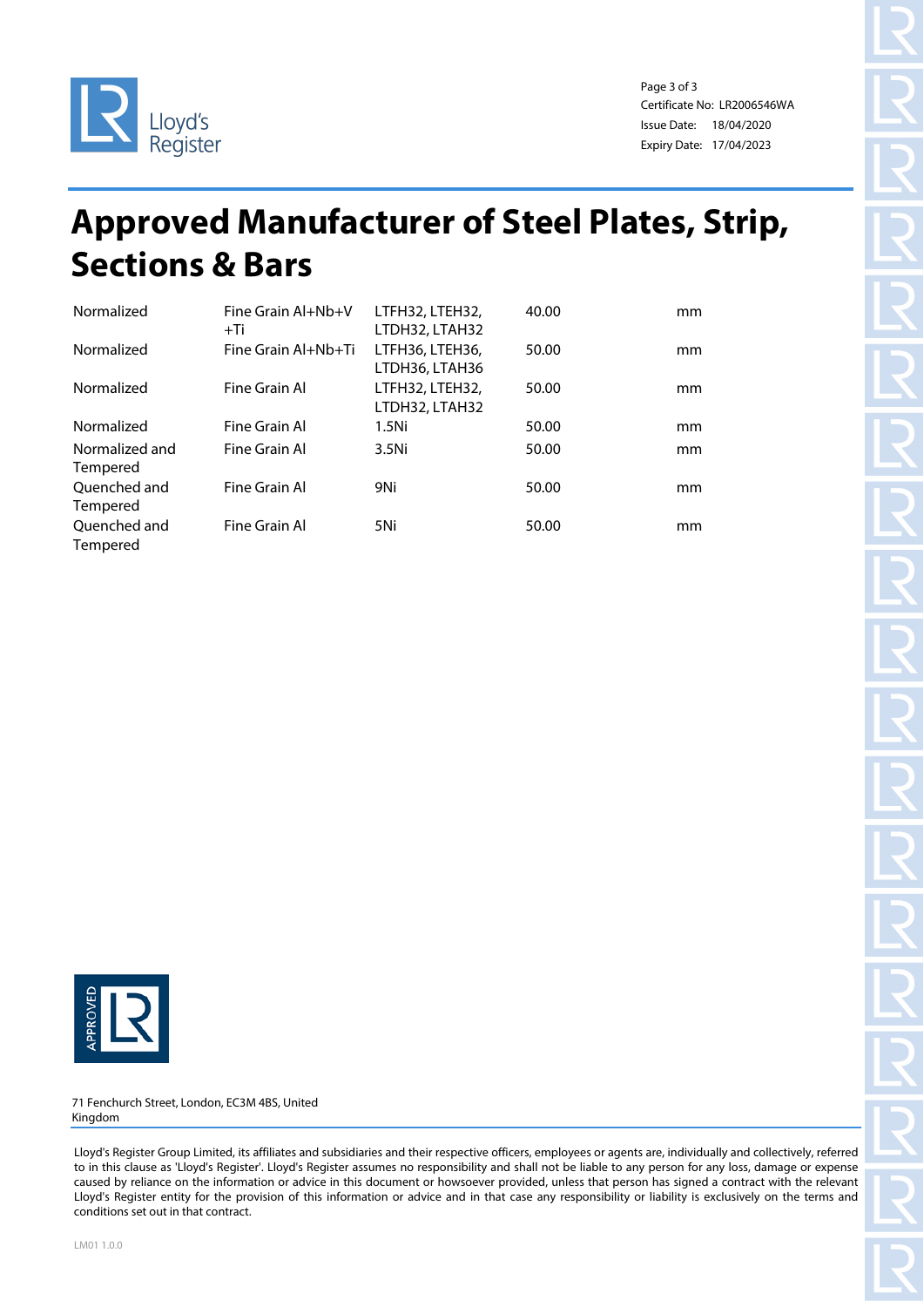# Approved Manufacturer of Steel Plates, Strip, Sections & Bars

| | | | | |
|---|---|---|---|---|
| Normalized | Fine Grain Al+Nb+V +Ti | LTFH32, LTEH32, LTDH32, LTAH32 | 40.00 | mm |
| Normalized | Fine Grain Al+Nb+Ti | LTFH36, LTEH36, LTDH36, LTAH36 | 50.00 | mm |
| Normalized | Fine Grain Al | LTFH32, LTEH32, LTDH32, LTAH32 | 50.00 | mm |
| Normalized | Fine Grain Al | 1.5Ni | 50.00 | mm |
| Normalized and Tempered | Fine Grain Al | 3.5Ni | 50.00 | mm |
| Quenched and Tempered | Fine Grain Al | 9Ni | 50.00 | mm |
| Quenched and Tempered | Fine Grain Al | 5Ni | 50.00 | mm |

71 Fenchurch Street, London, EC3M 4BS, United Kingdom

Lloyd's Register Group Limited, its affiliates and subsidiaries and their respective officers, employees or agents are, individually and collectively, referred to in this clause as 'Lloyd's Register'. Lloyd's Register assumes no responsibility and shall not be liable to any person for any loss, damage or expense caused by reliance on the information or advice in this document or howsoever provided, unless that person has signed a contract with the relevant Lloyd's Register entity for the provision of this information or advice and in that case any responsibility or liability is exclusively on the terms and conditions set out in that contract.

LM01 1.0.0